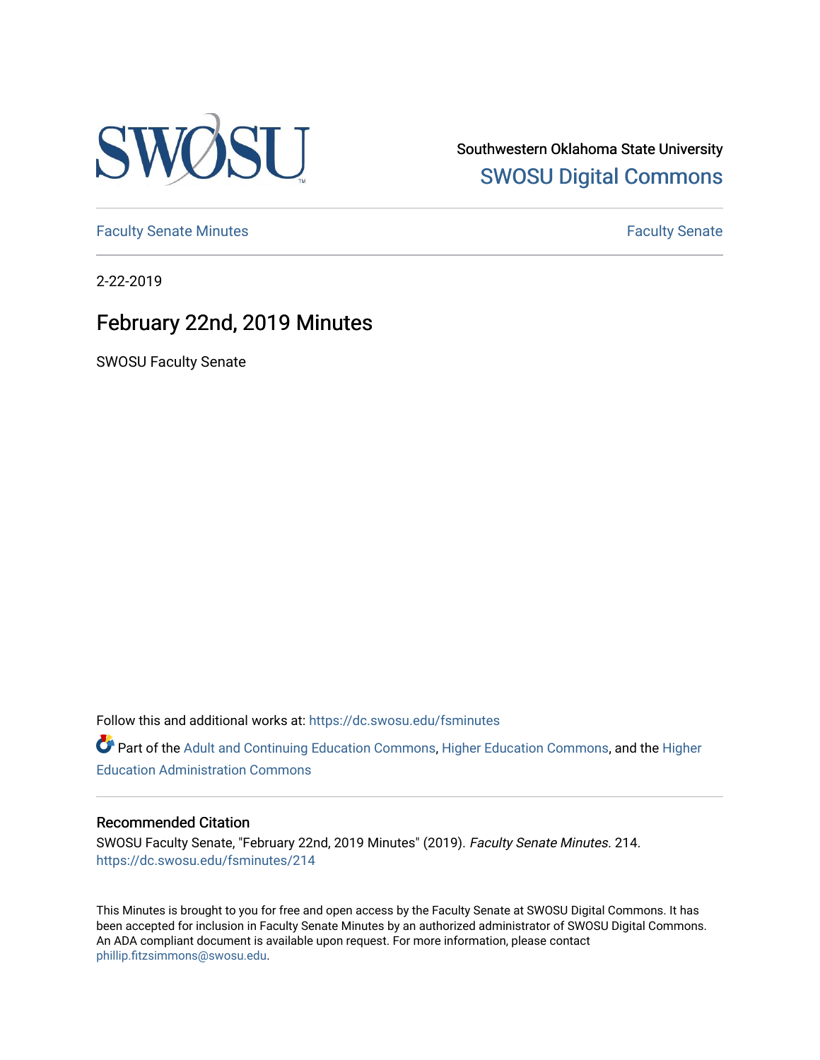Southwestern Oklahoma State University

SWOSU Digital Commons

Faculty Senate Minutes

Faculty Senate

2-22-2019

# February 22nd, 2019 Minutes

SWOSU Faculty Senate

Follow this and additional works at: https://dc.swosu.edu/fsminutes

Part of the Adult and Continuing Education Commons, Higher Education Commons, and the Higher Education Administration Commons

## Recommended Citation

SWOSU Faculty Senate, "February 22nd, 2019 Minutes" (2019). *Faculty Senate Minutes*. 214.
https://dc.swosu.edu/fsminutes/214

This Minutes is brought to you for free and open access by the Faculty Senate at SWOSU Digital Commons. It has been accepted for inclusion in Faculty Senate Minutes by an authorized administrator of SWOSU Digital Commons. An ADA compliant document is available upon request. For more information, please contact phillip.fitzsimmons@swosu.edu.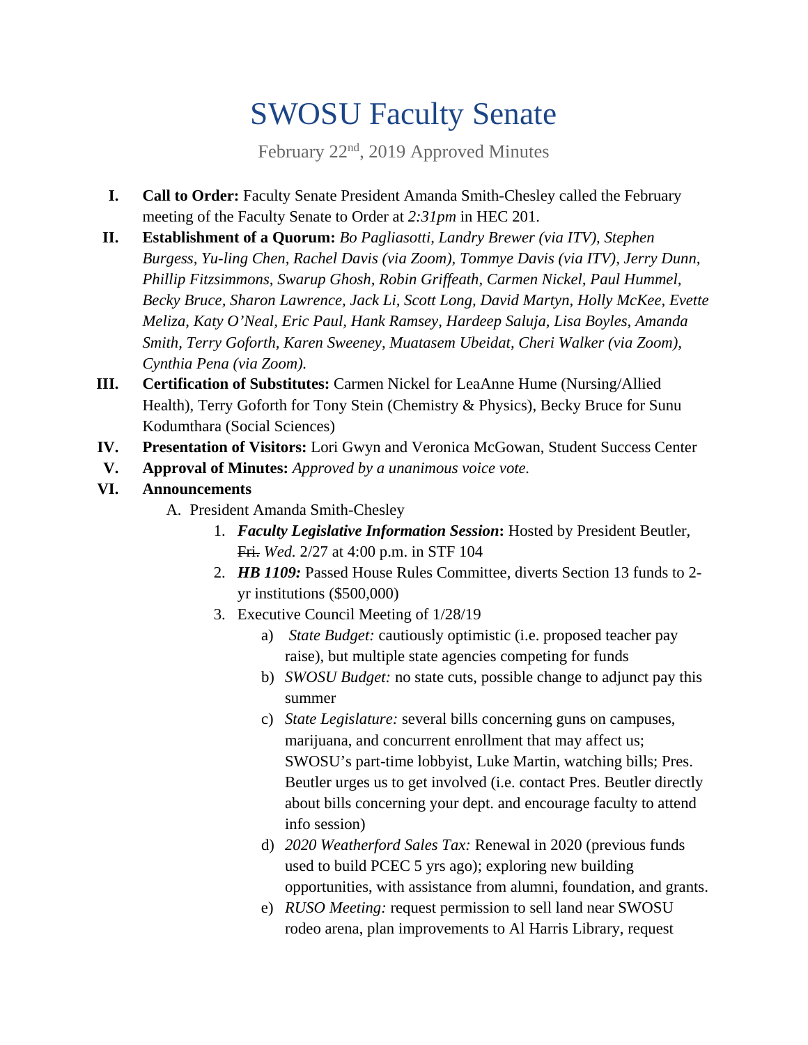# SWOSU Faculty Senate

February 22nd, 2019 Approved Minutes

I. **Call to Order:** Faculty Senate President Amanda Smith-Chesley called the February meeting of the Faculty Senate to Order at *2:31pm* in HEC 201.

II. **Establishment of a Quorum:** *Bo Pagliasotti, Landry Brewer (via ITV), Stephen Burgess, Yu-ling Chen, Rachel Davis (via Zoom), Tommye Davis (via ITV), Jerry Dunn, Phillip Fitzsimmons, Swarup Ghosh, Robin Griffeath, Carmen Nickel, Paul Hummel, Becky Bruce, Sharon Lawrence, Jack Li, Scott Long, David Martyn, Holly McKee, Evette Meliza, Katy O'Neal, Eric Paul, Hank Ramsey, Hardeep Saluja, Lisa Boyles, Amanda Smith, Terry Goforth, Karen Sweeney, Muatasem Ubeidat, Cheri Walker (via Zoom), Cynthia Pena (via Zoom).*

III. **Certification of Substitutes:** Carmen Nickel for LeaAnne Hume (Nursing/Allied Health), Terry Goforth for Tony Stein (Chemistry & Physics), Becky Bruce for Sunu Kodumthara (Social Sciences)

IV. **Presentation of Visitors:** Lori Gwyn and Veronica McGowan, Student Success Center

V. **Approval of Minutes:** *Approved by a unanimous voice vote.*

VI. **Announcements**

   A. President Amanda Smith-Chesley

      1. ***Faculty Legislative Information Session*:** Hosted by President Beutler, ~~Fri.~~ *Wed.* 2/27 at 4:00 p.m. in STF 104
      2. ***HB 1109:*** Passed House Rules Committee, diverts Section 13 funds to 2-yr institutions ($500,000)
      3. Executive Council Meeting of 1/28/19
         a) *State Budget:* cautiously optimistic (i.e. proposed teacher pay raise), but multiple state agencies competing for funds
         b) *SWOSU Budget:* no state cuts, possible change to adjunct pay this summer
         c) *State Legislature:* several bills concerning guns on campuses, marijuana, and concurrent enrollment that may affect us; SWOSU's part-time lobbyist, Luke Martin, watching bills; Pres. Beutler urges us to get involved (i.e. contact Pres. Beutler directly about bills concerning your dept. and encourage faculty to attend info session)
         d) *2020 Weatherford Sales Tax:* Renewal in 2020 (previous funds used to build PCEC 5 yrs ago); exploring new building opportunities, with assistance from alumni, foundation, and grants.
         e) *RUSO Meeting:* request permission to sell land near SWOSU rodeo arena, plan improvements to Al Harris Library, request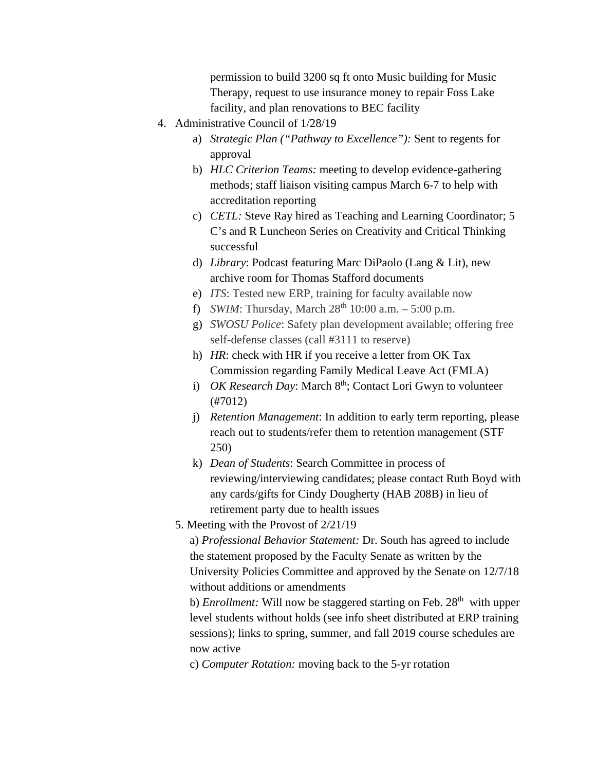permission to build 3200 sq ft onto Music building for Music Therapy, request to use insurance money to repair Foss Lake facility, and plan renovations to BEC facility

4. Administrative Council of 1/28/19
   a) *Strategic Plan ("Pathway to Excellence"):* Sent to regents for approval
   b) *HLC Criterion Teams:* meeting to develop evidence-gathering methods; staff liaison visiting campus March 6-7 to help with accreditation reporting
   c) *CETL:* Steve Ray hired as Teaching and Learning Coordinator; 5 C's and R Luncheon Series on Creativity and Critical Thinking successful
   d) *Library*: Podcast featuring Marc DiPaolo (Lang & Lit), new archive room for Thomas Stafford documents
   e) *ITS*: Tested new ERP, training for faculty available now
   f) *SWIM*: Thursday, March 28th 10:00 a.m. – 5:00 p.m.
   g) *SWOSU Police*: Safety plan development available; offering free self-defense classes (call #3111 to reserve)
   h) *HR*: check with HR if you receive a letter from OK Tax Commission regarding Family Medical Leave Act (FMLA)
   i) *OK Research Day*: March 8th; Contact Lori Gwyn to volunteer (#7012)
   j) *Retention Management*: In addition to early term reporting, please reach out to students/refer them to retention management (STF 250)
   k) *Dean of Students*: Search Committee in process of reviewing/interviewing candidates; please contact Ruth Boyd with any cards/gifts for Cindy Dougherty (HAB 208B) in lieu of retirement party due to health issues

5. Meeting with the Provost of 2/21/19
   a) *Professional Behavior Statement:* Dr. South has agreed to include the statement proposed by the Faculty Senate as written by the University Policies Committee and approved by the Senate on 12/7/18 without additions or amendments
   b) *Enrollment:* Will now be staggered starting on Feb. 28th with upper level students without holds (see info sheet distributed at ERP training sessions); links to spring, summer, and fall 2019 course schedules are now active
   c) *Computer Rotation:* moving back to the 5-yr rotation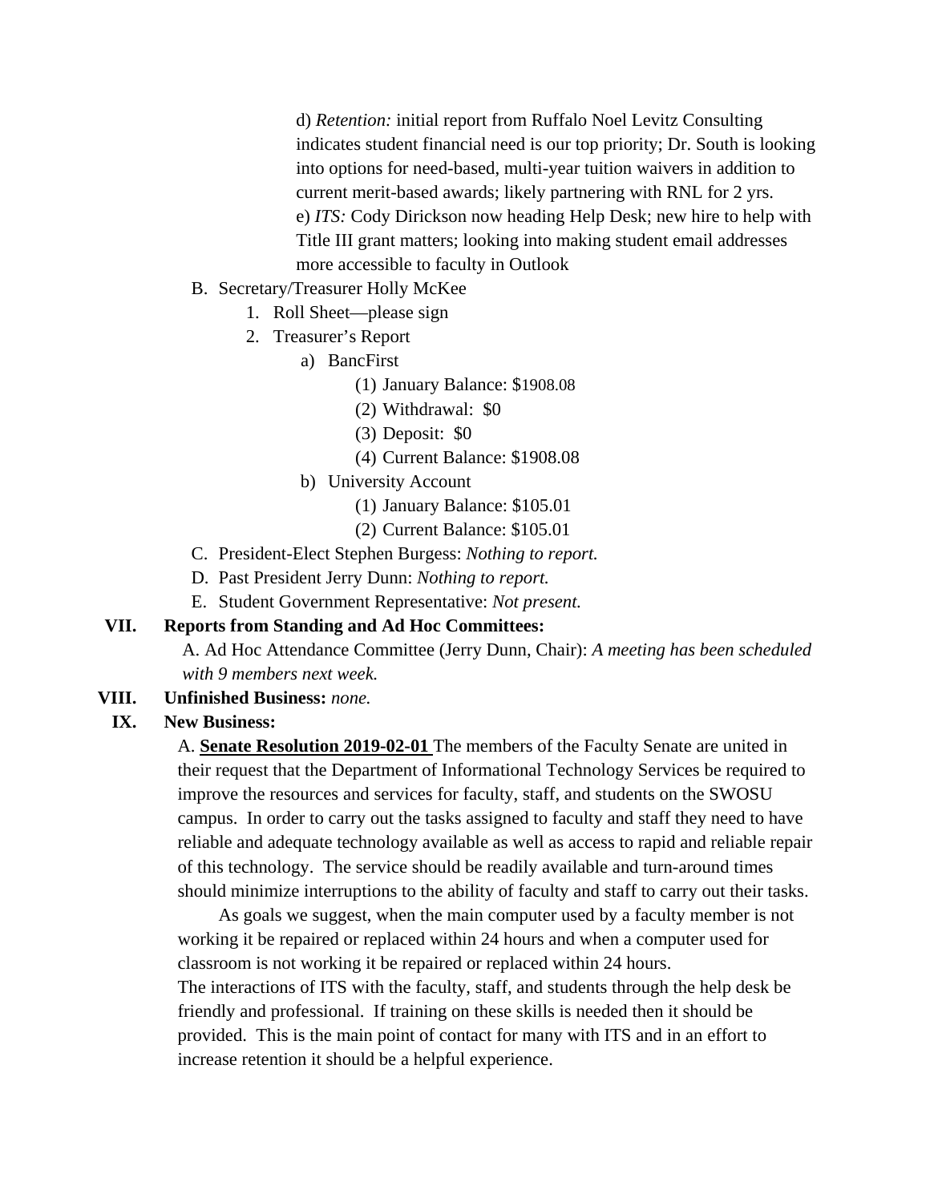d) *Retention:* initial report from Ruffalo Noel Levitz Consulting indicates student financial need is our top priority; Dr. South is looking into options for need-based, multi-year tuition waivers in addition to current merit-based awards; likely partnering with RNL for 2 yrs.

e) *ITS:* Cody Dirickson now heading Help Desk; new hire to help with Title III grant matters; looking into making student email addresses more accessible to faculty in Outlook

B. Secretary/Treasurer Holly McKee
   1. Roll Sheet—please sign
   2. Treasurer's Report
      a) BancFirst
         (1) January Balance: $1908.08
         (2) Withdrawal: $0
         (3) Deposit: $0
         (4) Current Balance: $1908.08
      b) University Account
         (1) January Balance: $105.01
         (2) Current Balance: $105.01

C. President-Elect Stephen Burgess: *Nothing to report.*

D. Past President Jerry Dunn: *Nothing to report.*

E. Student Government Representative: *Not present.*

**VII. Reports from Standing and Ad Hoc Committees:**

A. Ad Hoc Attendance Committee (Jerry Dunn, Chair): *A meeting has been scheduled with 9 members next week.*

**VIII. Unfinished Business:** *none.*

**IX. New Business:**

A. **Senate Resolution 2019-02-01** The members of the Faculty Senate are united in their request that the Department of Informational Technology Services be required to improve the resources and services for faculty, staff, and students on the SWOSU campus. In order to carry out the tasks assigned to faculty and staff they need to have reliable and adequate technology available as well as access to rapid and reliable repair of this technology. The service should be readily available and turn-around times should minimize interruptions to the ability of faculty and staff to carry out their tasks.

As goals we suggest, when the main computer used by a faculty member is not working it be repaired or replaced within 24 hours and when a computer used for classroom is not working it be repaired or replaced within 24 hours.

The interactions of ITS with the faculty, staff, and students through the help desk be friendly and professional. If training on these skills is needed then it should be provided. This is the main point of contact for many with ITS and in an effort to increase retention it should be a helpful experience.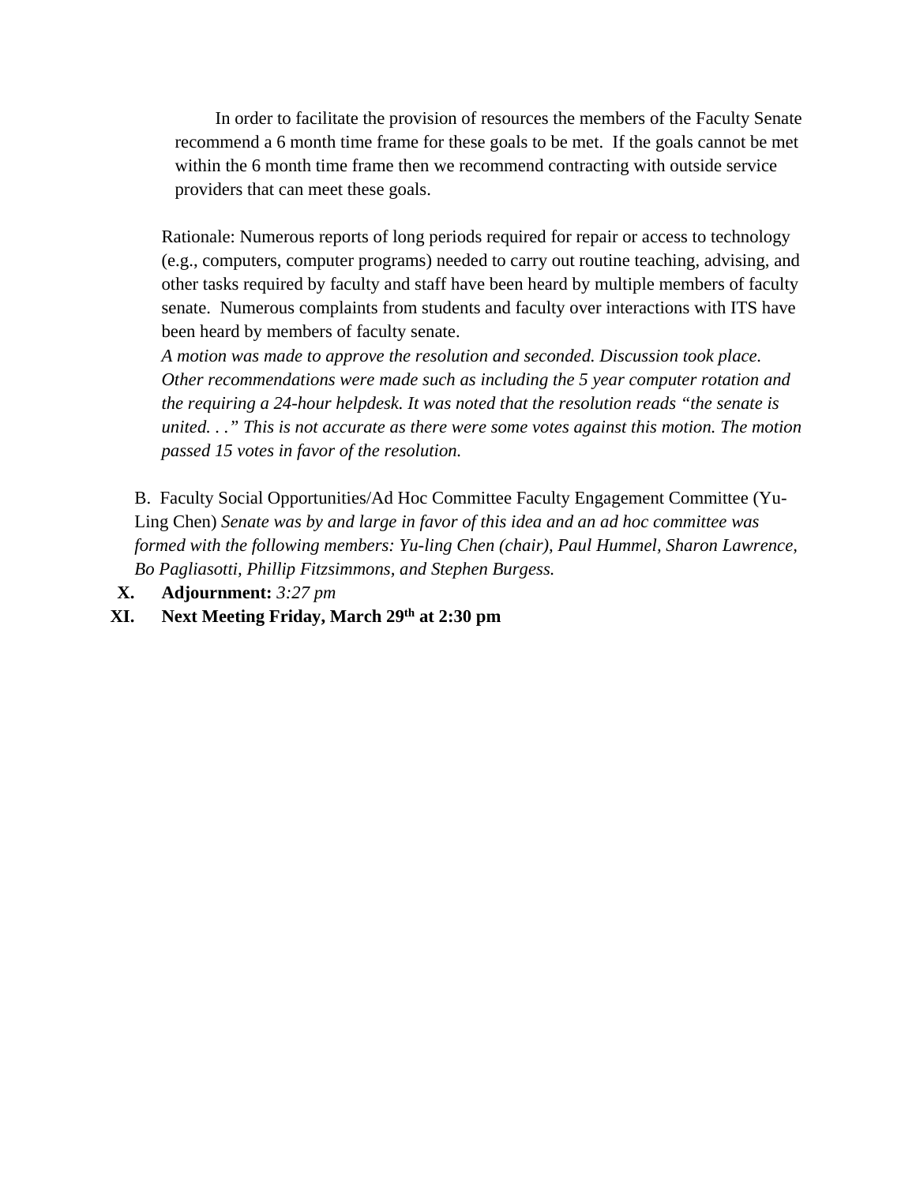In order to facilitate the provision of resources the members of the Faculty Senate recommend a 6 month time frame for these goals to be met. If the goals cannot be met within the 6 month time frame then we recommend contracting with outside service providers that can meet these goals.

Rationale: Numerous reports of long periods required for repair or access to technology (e.g., computers, computer programs) needed to carry out routine teaching, advising, and other tasks required by faculty and staff have been heard by multiple members of faculty senate. Numerous complaints from students and faculty over interactions with ITS have been heard by members of faculty senate.
*A motion was made to approve the resolution and seconded. Discussion took place. Other recommendations were made such as including the 5 year computer rotation and the requiring a 24-hour helpdesk. It was noted that the resolution reads "the senate is united. . ." This is not accurate as there were some votes against this motion. The motion passed 15 votes in favor of the resolution.*

B. Faculty Social Opportunities/Ad Hoc Committee Faculty Engagement Committee (Yu-Ling Chen) *Senate was by and large in favor of this idea and an ad hoc committee was formed with the following members: Yu-ling Chen (chair), Paul Hummel, Sharon Lawrence, Bo Pagliasotti, Phillip Fitzsimmons, and Stephen Burgess.*

**X. Adjournment:** *3:27 pm*

**XI. Next Meeting Friday, March 29th at 2:30 pm**